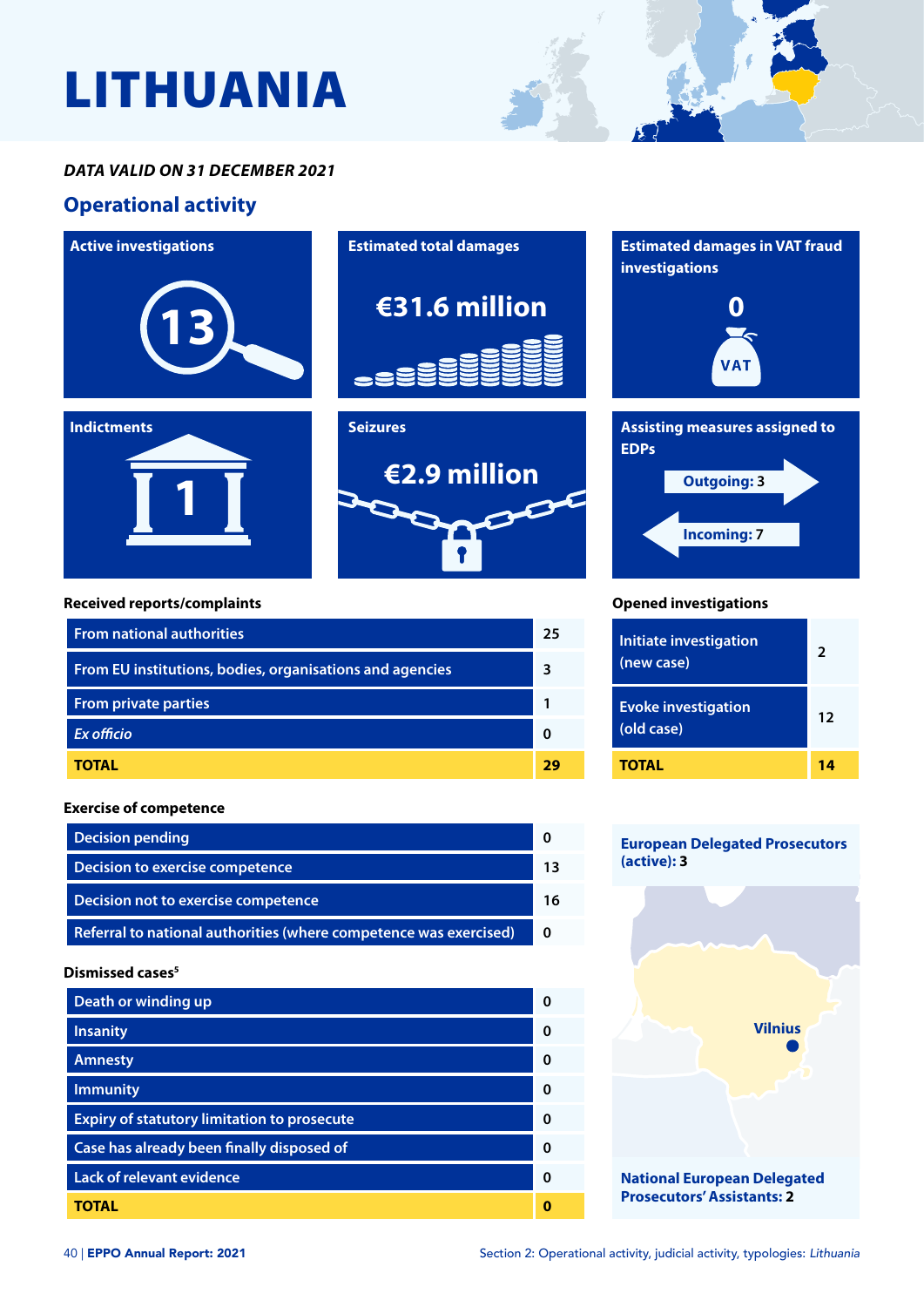# LITHUANIA

***DATA VALID ON 31 DECEMBER 2021***

## Operational activity

**Active investigations**

13

**Estimated total damages**

€31.6 million

**Estimated damages in VAT fraud investigations**

0

**Indictments**

1

**Seizures**

€2.9 million

**Assisting measures assigned to EDPs**

Outgoing: 3

Incoming: 7

### Received reports/complaints

| | |
|---|---|
| From national authorities | 25 |
| From EU institutions, bodies, organisations and agencies | 3 |
| From private parties | 1 |
| *Ex officio* | 0 |
| **TOTAL** | **29** |

### Opened investigations

| | |
|---|---|
| Initiate investigation (new case) | 2 |
| Evoke investigation (old case) | 12 |
| **TOTAL** | **14** |

### Exercise of competence

| | |
|---|---|
| Decision pending | 0 |
| Decision to exercise competence | 13 |
| Decision not to exercise competence | 16 |
| Referral to national authorities (where competence was exercised) | 0 |

### Dismissed cases[5]

| | |
|---|---|
| Death or winding up | 0 |
| Insanity | 0 |
| Amnesty | 0 |
| Immunity | 0 |
| Expiry of statutory limitation to prosecute | 0 |
| Case has already been finally disposed of | 0 |
| Lack of relevant evidence | 0 |
| **TOTAL** | **0** |

**European Delegated Prosecutors (active): 3**

Vilnius

**National European Delegated Prosecutors' Assistants: 2**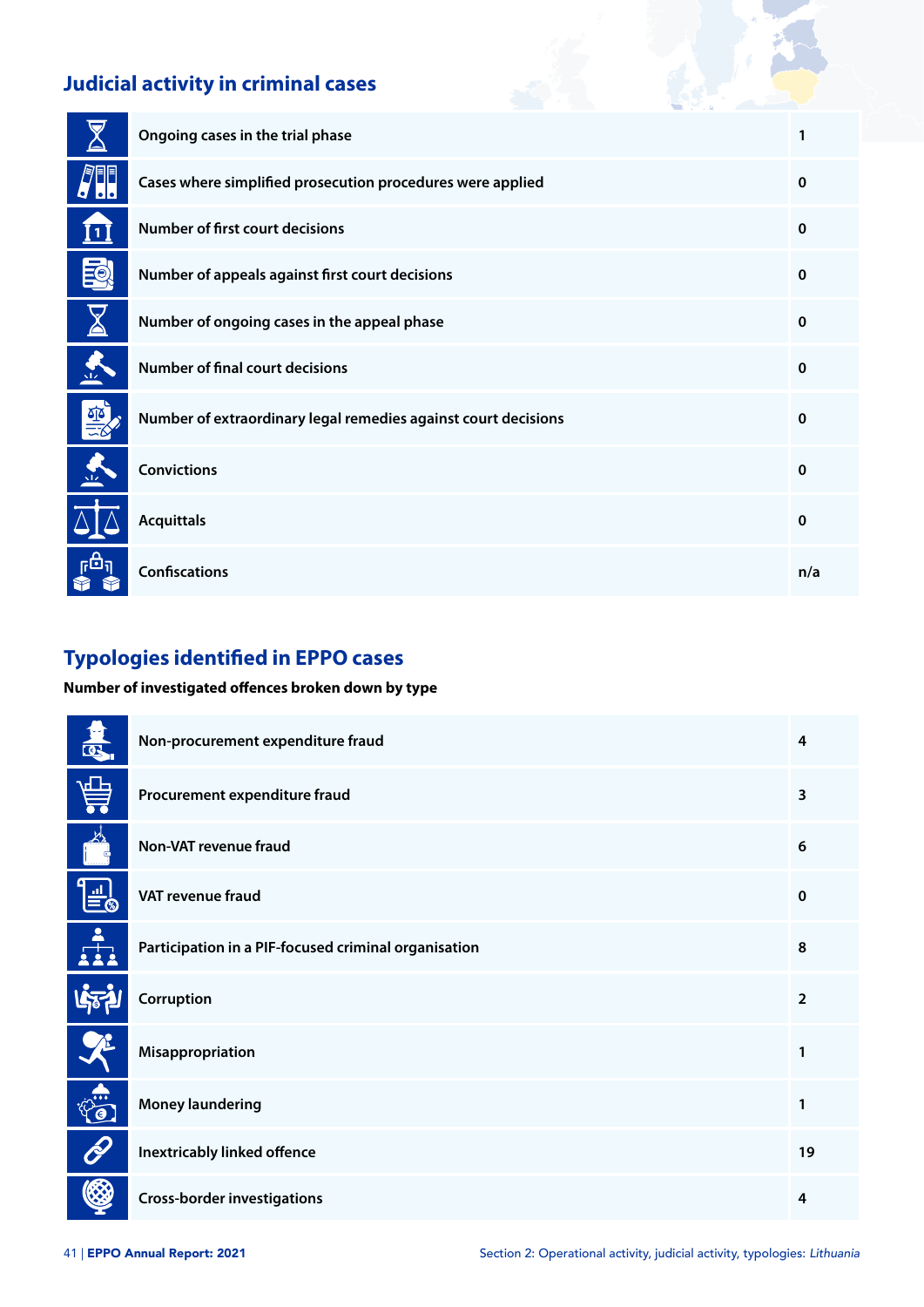## Judicial activity in criminal cases

| | |
|---|---|
| Ongoing cases in the trial phase | 1 |
| Cases where simplified prosecution procedures were applied | 0 |
| Number of first court decisions | 0 |
| Number of appeals against first court decisions | 0 |
| Number of ongoing cases in the appeal phase | 0 |
| Number of final court decisions | 0 |
| Number of extraordinary legal remedies against court decisions | 0 |
| Convictions | 0 |
| Acquittals | 0 |
| Confiscations | n/a |

## Typologies identified in EPPO cases

**Number of investigated offences broken down by type**

| | |
|---|---|
| Non-procurement expenditure fraud | 4 |
| Procurement expenditure fraud | 3 |
| Non-VAT revenue fraud | 6 |
| VAT revenue fraud | 0 |
| Participation in a PIF-focused criminal organisation | 8 |
| Corruption | 2 |
| Misappropriation | 1 |
| Money laundering | 1 |
| Inextricably linked offence | 19 |
| Cross-border investigations | 4 |